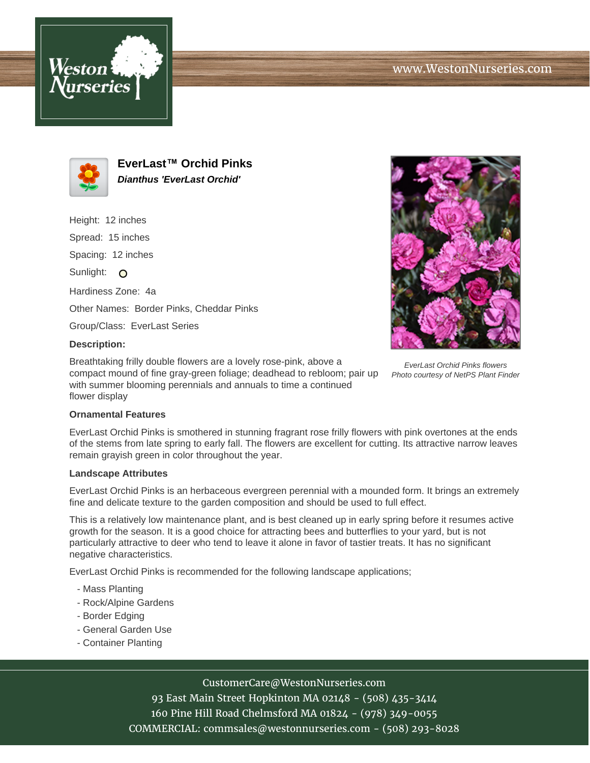www.WestonNurseries.com

# EverLast™ Orchid Pinks

***Dianthus 'EverLast Orchid'***

Height: 12 inches

Spread: 15 inches

Spacing: 12 inches

Sunlight:

Hardiness Zone: 4a

Other Names: Border Pinks, Cheddar Pinks

Group/Class: EverLast Series

**Description:**

Breathtaking frilly double flowers are a lovely rose-pink, above a compact mound of fine gray-green foliage; deadhead to rebloom; pair up with summer blooming perennials and annuals to time a continued flower display

*EverLast Orchid Pinks flowers*
*Photo courtesy of NetPS Plant Finder*

**Ornamental Features**

EverLast Orchid Pinks is smothered in stunning fragrant rose frilly flowers with pink overtones at the ends of the stems from late spring to early fall. The flowers are excellent for cutting. Its attractive narrow leaves remain grayish green in color throughout the year.

**Landscape Attributes**

EverLast Orchid Pinks is an herbaceous evergreen perennial with a mounded form. It brings an extremely fine and delicate texture to the garden composition and should be used to full effect.

This is a relatively low maintenance plant, and is best cleaned up in early spring before it resumes active growth for the season. It is a good choice for attracting bees and butterflies to your yard, but is not particularly attractive to deer who tend to leave it alone in favor of tastier treats. It has no significant negative characteristics.

EverLast Orchid Pinks is recommended for the following landscape applications;

- Mass Planting
- Rock/Alpine Gardens
- Border Edging
- General Garden Use
- Container Planting

CustomerCare@WestonNurseries.com
93 East Main Street Hopkinton MA 02148 - (508) 435-3414
160 Pine Hill Road Chelmsford MA 01824 - (978) 349-0055
COMMERCIAL: commsales@westonnurseries.com - (508) 293-8028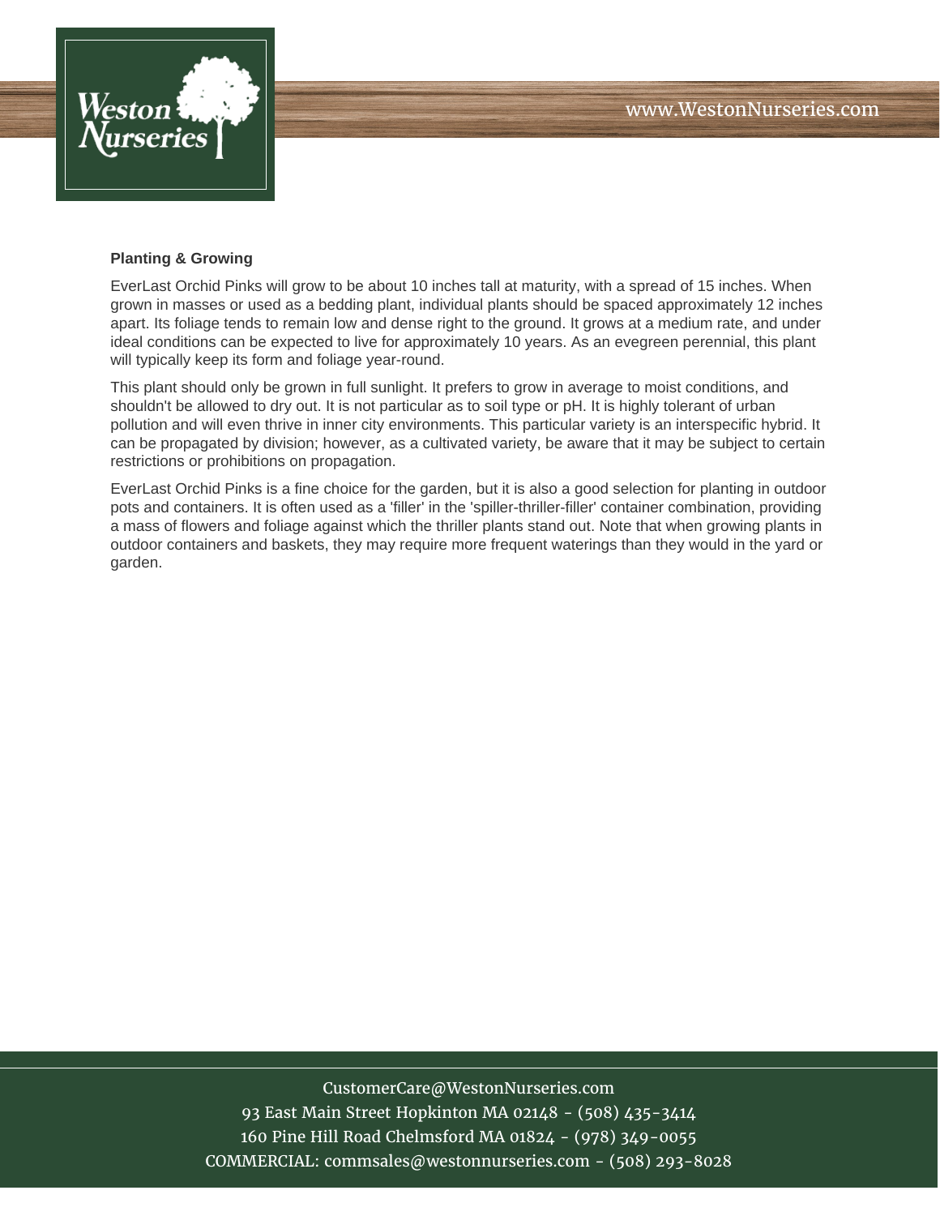### Planting & Growing

EverLast Orchid Pinks will grow to be about 10 inches tall at maturity, with a spread of 15 inches. When grown in masses or used as a bedding plant, individual plants should be spaced approximately 12 inches apart. Its foliage tends to remain low and dense right to the ground. It grows at a medium rate, and under ideal conditions can be expected to live for approximately 10 years. As an evegreen perennial, this plant will typically keep its form and foliage year-round.

This plant should only be grown in full sunlight. It prefers to grow in average to moist conditions, and shouldn't be allowed to dry out. It is not particular as to soil type or pH. It is highly tolerant of urban pollution and will even thrive in inner city environments. This particular variety is an interspecific hybrid. It can be propagated by division; however, as a cultivated variety, be aware that it may be subject to certain restrictions or prohibitions on propagation.

EverLast Orchid Pinks is a fine choice for the garden, but it is also a good selection for planting in outdoor pots and containers. It is often used as a 'filler' in the 'spiller-thriller-filler' container combination, providing a mass of flowers and foliage against which the thriller plants stand out. Note that when growing plants in outdoor containers and baskets, they may require more frequent waterings than they would in the yard or garden.